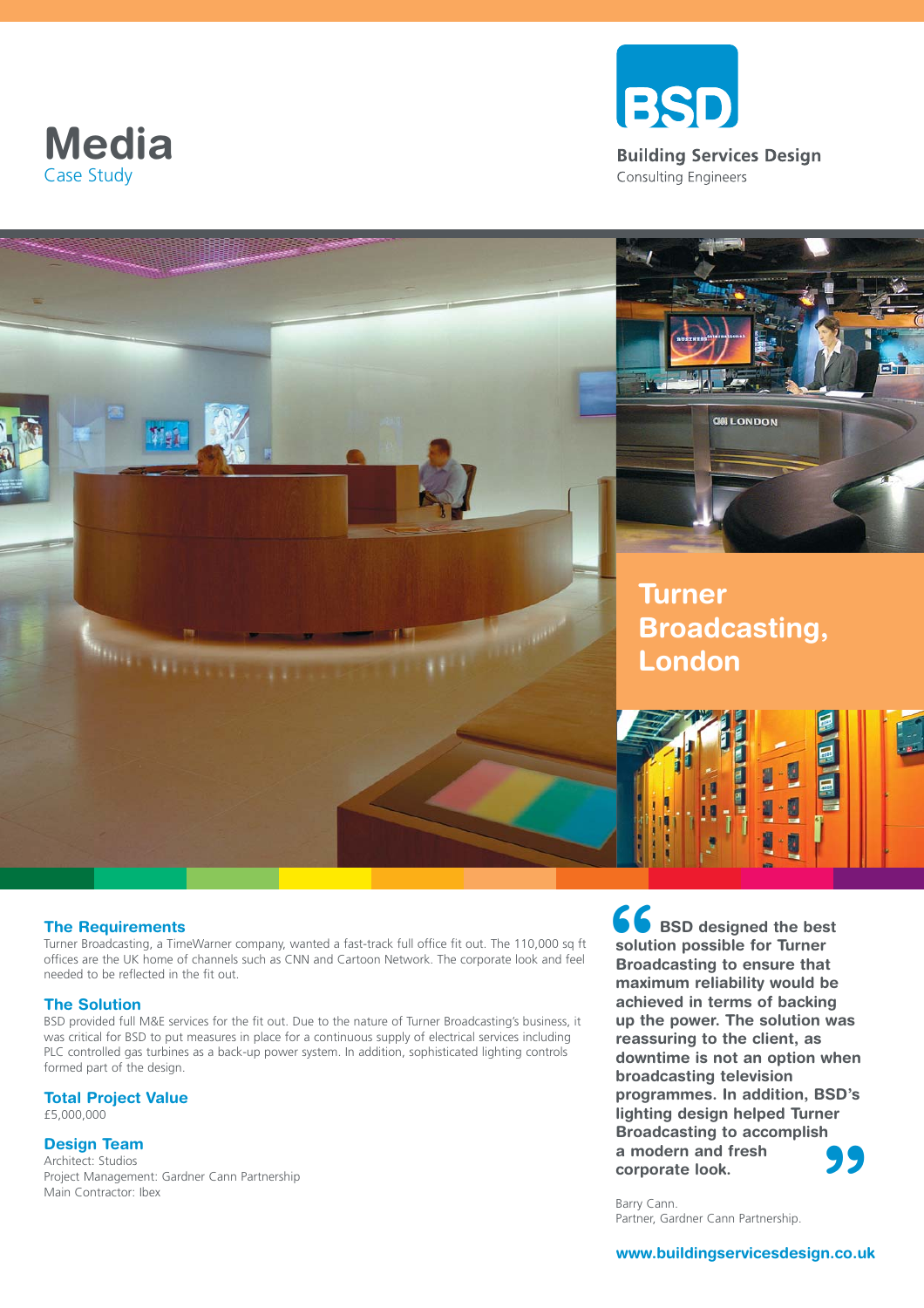# Media
Case Study

**BSD**

**Building Services Design**
Consulting Engineers

## Turner Broadcasting, London

### The Requirements

Turner Broadcasting, a TimeWarner company, wanted a fast-track full office fit out. The 110,000 sq ft offices are the UK home of channels such as CNN and Cartoon Network. The corporate look and feel needed to be reflected in the fit out.

### The Solution

BSD provided full M&E services for the fit out. Due to the nature of Turner Broadcasting's business, it was critical for BSD to put measures in place for a continuous supply of electrical services including PLC controlled gas turbines as a back-up power system. In addition, sophisticated lighting controls formed part of the design.

### Total Project Value

£5,000,000

### Design Team

Architect: Studios
Project Management: Gardner Cann Partnership
Main Contractor: Ibex

> **"BSD designed the best solution possible for Turner Broadcasting to ensure that maximum reliability would be achieved in terms of backing up the power. The solution was reassuring to the client, as downtime is not an option when broadcasting television programmes. In addition, BSD's lighting design helped Turner Broadcasting to accomplish a modern and fresh corporate look."**

Barry Cann.
Partner, Gardner Cann Partnership.

**www.buildingservicesdesign.co.uk**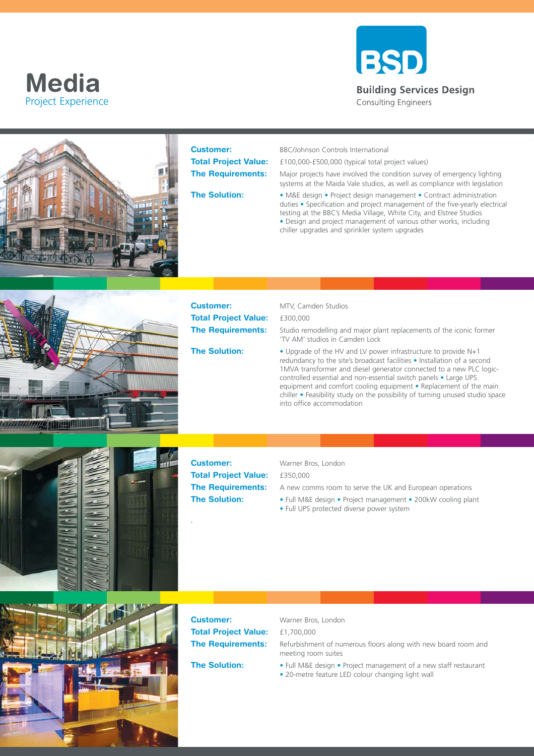# Media
Project Experience

**BSD**
**Building Services Design**
Consulting Engineers

**Customer:** BBC/Johnson Controls International

**Total Project Value:** £100,000-£500,000 (typical total project values)

**The Requirements:** Major projects have involved the condition survey of emergency lighting systems at the Maida Vale studios, as well as compliance with legislation

**The Solution:**
- M&E design
- Project design management
- Contract administration duties
- Specification and project management of the five-yearly electrical testing at the BBC's Media Village, White City, and Elstree Studios
- Design and project management of various other works, including chiller upgrades and sprinkler system upgrades

**Customer:** MTV, Camden Studios

**Total Project Value:** £300,000

**The Requirements:** Studio remodelling and major plant replacements of the iconic former 'TV AM' studios in Camden Lock

**The Solution:**
- Upgrade of the HV and LV power infrastructure to provide N+1 redundancy to the site's broadcast facilities
- Installation of a second 1MVA transformer and diesel generator connected to a new PLC logic-controlled essential and non-essential switch panels
- Large UPS equipment and comfort cooling equipment
- Replacement of the main chiller
- Feasibility study on the possibility of turning unused studio space into office accommodation

**Customer:** Warner Bros, London

**Total Project Value:** £350,000

**The Requirements:** A new comms room to serve the UK and European operations

**The Solution:**
- Full M&E design
- Project management
- 200kW cooling plant
- Full UPS protected diverse power system

**Customer:** Warner Bros, London

**Total Project Value:** £1,700,000

**The Requirements:** Refurbishment of numerous floors along with new board room and meeting room suites

**The Solution:**
- Full M&E design
- Project management of a new staff restaurant
- 20-metre feature LED colour changing light wall